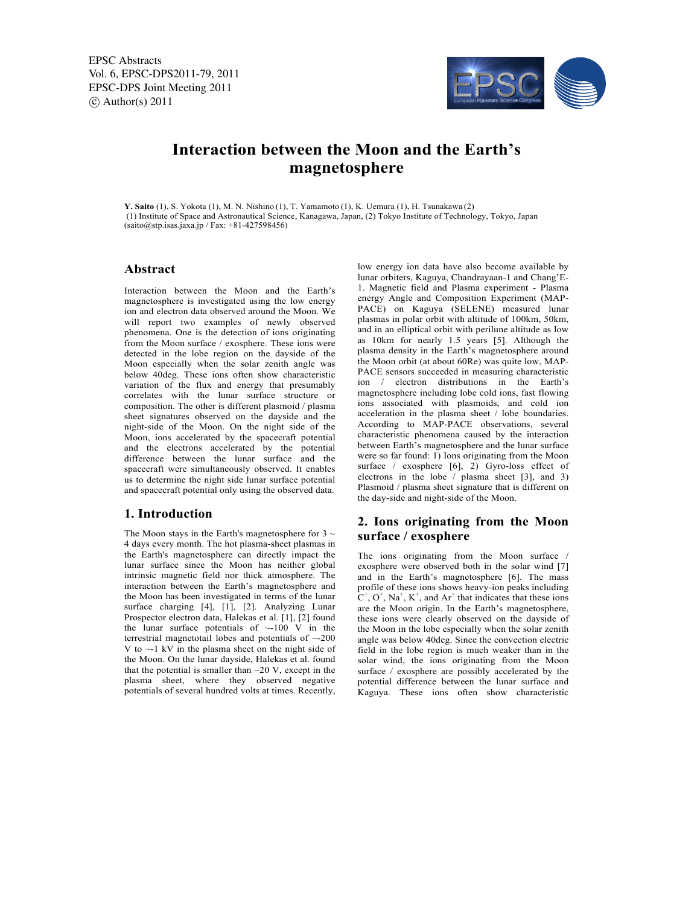EPSC Abstracts
Vol. 6, EPSC-DPS2011-79, 2011
EPSC-DPS Joint Meeting 2011
© Author(s) 2011

# Interaction between the Moon and the Earth's magnetosphere

**Y. Saito** (1), S. Yokota (1), M. N. Nishino (1), T. Yamamoto (1), K. Uemura (1), H. Tsunakawa (2)
(1) Institute of Space and Astronautical Science, Kanagawa, Japan, (2) Tokyo Institute of Technology, Tokyo, Japan
(saito@stp.isas.jaxa.jp / Fax: +81-427598456)

## Abstract

Interaction between the Moon and the Earth's magnetosphere is investigated using the low energy ion and electron data observed around the Moon. We will report two examples of newly observed phenomena. One is the detection of ions originating from the Moon surface / exosphere. These ions were detected in the lobe region on the dayside of the Moon especially when the solar zenith angle was below 40deg. These ions often show characteristic variation of the flux and energy that presumably correlates with the lunar surface structure or composition. The other is different plasmoid / plasma sheet signatures observed on the dayside and the night-side of the Moon. On the night side of the Moon, ions accelerated by the spacecraft potential and the electrons accelerated by the potential difference between the lunar surface and the spacecraft were simultaneously observed. It enables us to determine the night side lunar surface potential and spacecraft potential only using the observed data.

## 1. Introduction

The Moon stays in the Earth's magnetosphere for 3 ~ 4 days every month. The hot plasma-sheet plasmas in the Earth's magnetosphere can directly impact the lunar surface since the Moon has neither global intrinsic magnetic field nor thick atmosphere. The interaction between the Earth's magnetosphere and the Moon has been investigated in terms of the lunar surface charging [4], [1], [2]. Analyzing Lunar Prospector electron data, Halekas et al. [1], [2] found the lunar surface potentials of ~-100 V in the terrestrial magnetotail lobes and potentials of ~-200 V to ~-1 kV in the plasma sheet on the night side of the Moon. On the lunar dayside, Halekas et al. found that the potential is smaller than ~20 V, except in the plasma sheet, where they observed negative potentials of several hundred volts at times. Recently, low energy ion data have also become available by lunar orbiters, Kaguya, Chandrayaan-1 and Chang'E-1. Magnetic field and Plasma experiment - Plasma energy Angle and Composition Experiment (MAP-PACE) on Kaguya (SELENE) measured lunar plasmas in polar orbit with altitude of 100km, 50km, and in an elliptical orbit with perilune altitude as low as 10km for nearly 1.5 years [5]. Although the plasma density in the Earth's magnetosphere around the Moon orbit (at about 60Re) was quite low, MAP-PACE sensors succeeded in measuring characteristic ion / electron distributions in the Earth's magnetosphere including lobe cold ions, fast flowing ions associated with plasmoids, and cold ion acceleration in the plasma sheet / lobe boundaries. According to MAP-PACE observations, several characteristic phenomena caused by the interaction between Earth's magnetosphere and the lunar surface were so far found: 1) Ions originating from the Moon surface / exosphere [6], 2) Gyro-loss effect of electrons in the lobe / plasma sheet [3], and 3) Plasmoid / plasma sheet signature that is different on the day-side and night-side of the Moon.

## 2. Ions originating from the Moon surface / exosphere

The ions originating from the Moon surface / exosphere were observed both in the solar wind [7] and in the Earth's magnetosphere [6]. The mass profile of these ions shows heavy-ion peaks including $C^+$, $O^+$, $Na^+$, $K^+$, and $Ar^+$ that indicates that these ions are the Moon origin. In the Earth's magnetosphere, these ions were clearly observed on the dayside of the Moon in the lobe especially when the solar zenith angle was below 40deg. Since the convection electric field in the lobe region is much weaker than in the solar wind, the ions originating from the Moon surface / exosphere are possibly accelerated by the potential difference between the lunar surface and Kaguya. These ions often show characteristic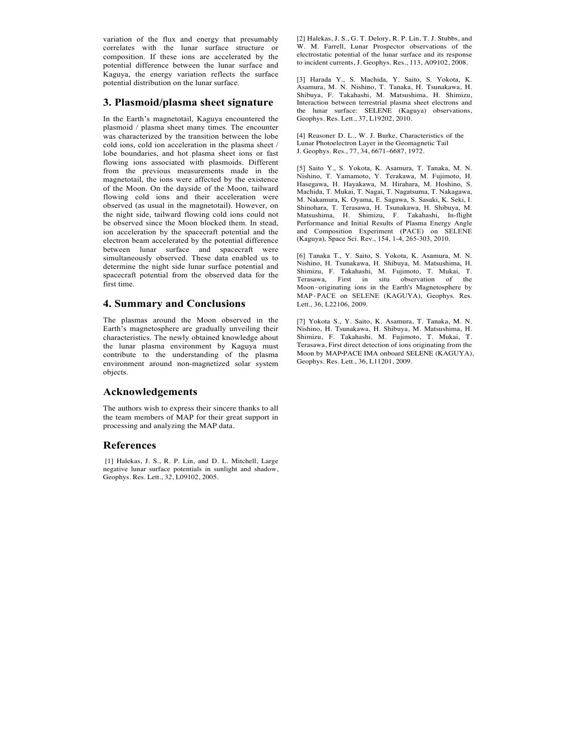variation of the flux and energy that presumably correlates with the lunar surface structure or composition. If these ions are accelerated by the potential difference between the lunar surface and Kaguya, the energy variation reflects the surface potential distribution on the lunar surface.

## 3. Plasmoid/plasma sheet signature

In the Earth's magnetotail, Kaguya encountered the plasmoid / plasma sheet many times. The encounter was characterized by the transition between the lobe cold ions, cold ion acceleration in the plasma sheet / lobe boundaries, and hot plasma sheet ions or fast flowing ions associated with plasmoids. Different from the previous measurements made in the magnetotail, the ions were affected by the existence of the Moon. On the dayside of the Moon, tailward flowing cold ions and their acceleration were observed (as usual in the magnetotail). However, on the night side, tailward flowing cold ions could not be observed since the Moon blocked them. In stead, ion acceleration by the spacecraft potential and the electron beam accelerated by the potential difference between lunar surface and spacecraft were simultaneously observed. These data enabled us to determine the night side lunar surface potential and spacecraft potential from the observed data for the first time.

## 4. Summary and Conclusions

The plasmas around the Moon observed in the Earth's magnetosphere are gradually unveiling their characteristics. The newly obtained knowledge about the lunar plasma environment by Kaguya must contribute to the understanding of the plasma environment around non-magnetized solar system objects.

## Acknowledgements

The authors wish to express their sincere thanks to all the team members of MAP for their great support in processing and analyzing the MAP data.

## References

[1] Halekas, J. S., R. P. Lin, and D. L. Mitchell, Large negative lunar surface potentials in sunlight and shadow, Geophys. Res. Lett., 32, L09102, 2005.

[2] Halekas, J. S., G. T. Delory, R. P. Lin, T. J. Stubbs, and W. M. Farrell, Lunar Prospector observations of the electrostatic potential of the lunar surface and its response to incident currents, J. Geophys. Res., 113, A09102, 2008.

[3] Harada Y., S. Machida, Y. Saito, S. Yokota, K. Asamura, M. N. Nishino, T. Tanaka, H. Tsunakawa, H. Shibuya, F. Takahashi, M. Matsushima, H. Shimizu, Interaction between terrestrial plasma sheet electrons and the lunar surface: SELENE (Kaguya) observations, Geophys. Res. Lett., 37, L19202, 2010.

[4] Reasoner D. L., W. J. Burke, Characteristics of the Lunar Photoelectron Layer in the Geomagnetic Tail J. Geophys. Res., 77, 34, 6671–6687, 1972.

[5] Saito Y., S. Yokota, K. Asamura, T. Tanaka, M. N. Nishino, T. Yamamoto, Y. Terakawa, M. Fujimoto, H. Hasegawa, H. Hayakawa, M. Hirahara, M. Hoshino, S. Machida, T. Mukai, T. Nagai, T. Nagatsuma, T. Nakagawa, M. Nakamura, K. Oyama, E. Sagawa, S. Sasaki, K. Seki, I. Shinohara, T. Terasawa, H. Tsunakawa, H. Shibuya, M. Matsushima, H. Shimizu, F. Takahashi, In-flight Performance and Initial Results of Plasma Energy Angle and Composition Experiment (PACE) on SELENE (Kaguya), Space Sci. Rev., 154, 1-4, 265-303, 2010.

[6] Tanaka T., Y. Saito, S. Yokota, K. Asamura, M. N. Nishino, H. Tsunakawa, H. Shibuya, M. Matsushima, H. Shimizu, F. Takahashi, M. Fujimoto, T. Mukai, T. Terasawa, First in situ observation of the Moon-originating ions in the Earth's Magnetosphere by MAP-PACE on SELENE (KAGUYA), Geophys. Res. Lett., 36, L22106, 2009.

[7] Yokota S., Y. Saito, K. Asamura, T. Tanaka, M. N. Nishino, H. Tsunakawa, H. Shibuya, M. Matsushima, H. Shimizu, F. Takahashi, M. Fujimoto, T. Mukai, T. Terasawa, First direct detection of ions originating from the Moon by MAP-PACE IMA onboard SELENE (KAGUYA), Geophys. Res. Lett., 36, L11201, 2009.